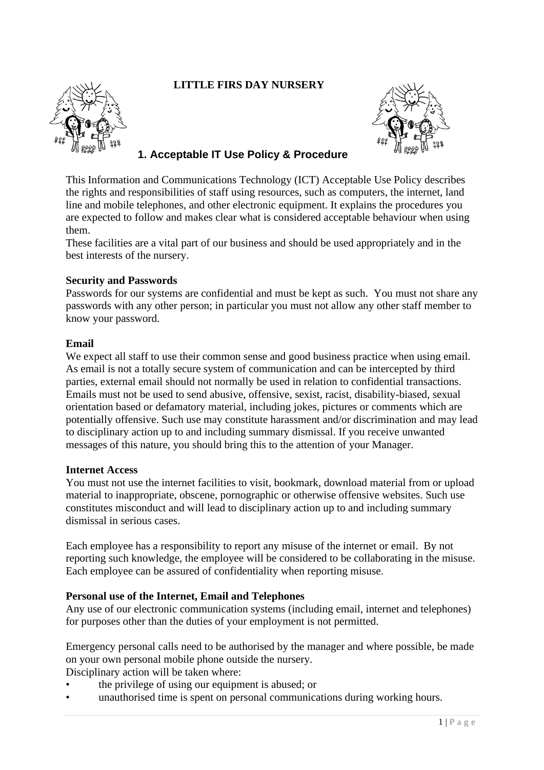# LITTLE FIRS DAY NURSERY

## 1. Acceptable IT Use Policy & Procedure

This Information and Communications Technology (ICT) Acceptable Use Policy describes the rights and responsibilities of staff using resources, such as computers, the internet, land line and mobile telephones, and other electronic equipment. It explains the procedures you are expected to follow and makes clear what is considered acceptable behaviour when using them.

These facilities are a vital part of our business and should be used appropriately and in the best interests of the nursery.

**Security and Passwords**

Passwords for our systems are confidential and must be kept as such. You must not share any passwords with any other person; in particular you must not allow any other staff member to know your password.

**Email**

We expect all staff to use their common sense and good business practice when using email. As email is not a totally secure system of communication and can be intercepted by third parties, external email should not normally be used in relation to confidential transactions. Emails must not be used to send abusive, offensive, sexist, racist, disability-biased, sexual orientation based or defamatory material, including jokes, pictures or comments which are potentially offensive. Such use may constitute harassment and/or discrimination and may lead to disciplinary action up to and including summary dismissal. If you receive unwanted messages of this nature, you should bring this to the attention of your Manager.

**Internet Access**

You must not use the internet facilities to visit, bookmark, download material from or upload material to inappropriate, obscene, pornographic or otherwise offensive websites. Such use constitutes misconduct and will lead to disciplinary action up to and including summary dismissal in serious cases.

Each employee has a responsibility to report any misuse of the internet or email. By not reporting such knowledge, the employee will be considered to be collaborating in the misuse. Each employee can be assured of confidentiality when reporting misuse.

**Personal use of the Internet, Email and Telephones**

Any use of our electronic communication systems (including email, internet and telephones) for purposes other than the duties of your employment is not permitted.

Emergency personal calls need to be authorised by the manager and where possible, be made on your own personal mobile phone outside the nursery.

Disciplinary action will be taken where:

- the privilege of using our equipment is abused; or
- unauthorised time is spent on personal communications during working hours.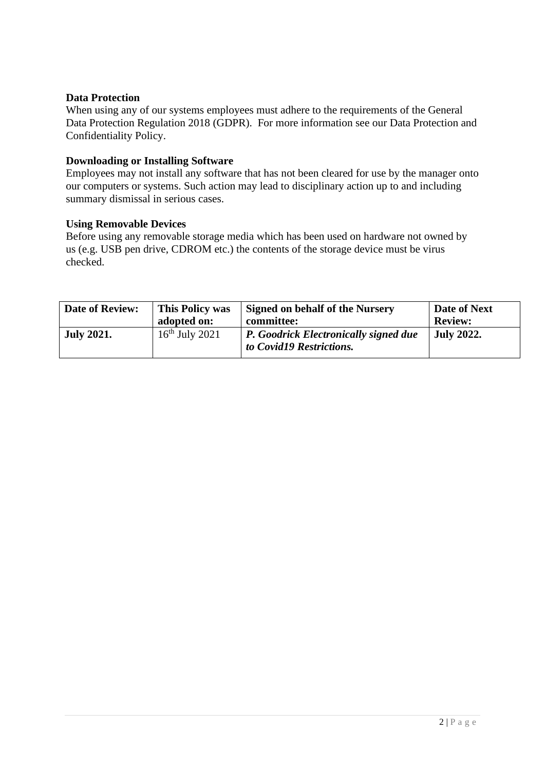**Data Protection**
When using any of our systems employees must adhere to the requirements of the General Data Protection Regulation 2018 (GDPR). For more information see our Data Protection and Confidentiality Policy.

**Downloading or Installing Software**
Employees may not install any software that has not been cleared for use by the manager onto our computers or systems. Such action may lead to disciplinary action up to and including summary dismissal in serious cases.

**Using Removable Devices**
Before using any removable storage media which has been used on hardware not owned by us (e.g. USB pen drive, CDROM etc.) the contents of the storage device must be virus checked.

| **Date of Review:** | **This Policy was adopted on:** | **Signed on behalf of the Nursery committee:** | **Date of Next Review:** |
|---|---|---|---|
| **July 2021.** | 16th July 2021 | ***P. Goodrick Electronically signed due to Covid19 Restrictions.*** | **July 2022.** |